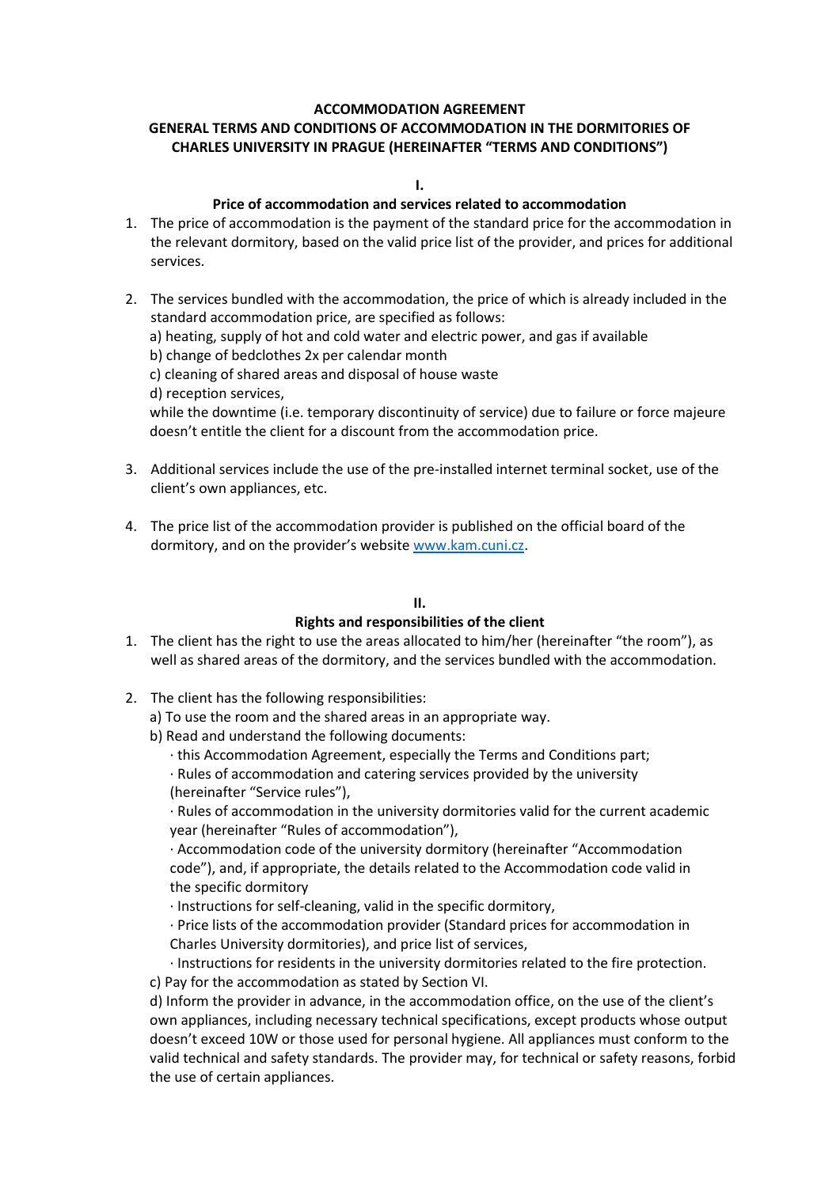# ACCOMMODATION AGREEMENT
# GENERAL TERMS AND CONDITIONS OF ACCOMMODATION IN THE DORMITORIES OF CHARLES UNIVERSITY IN PRAGUE (HEREINAFTER "TERMS AND CONDITIONS")

## I.
## Price of accommodation and services related to accommodation

1. The price of accommodation is the payment of the standard price for the accommodation in the relevant dormitory, based on the valid price list of the provider, and prices for additional services.

2. The services bundled with the accommodation, the price of which is already included in the standard accommodation price, are specified as follows:
   a) heating, supply of hot and cold water and electric power, and gas if available
   b) change of bedclothes 2x per calendar month
   c) cleaning of shared areas and disposal of house waste
   d) reception services,
   while the downtime (i.e. temporary discontinuity of service) due to failure or force majeure doesn't entitle the client for a discount from the accommodation price.

3. Additional services include the use of the pre-installed internet terminal socket, use of the client's own appliances, etc.

4. The price list of the accommodation provider is published on the official board of the dormitory, and on the provider's website [www.kam.cuni.cz](www.kam.cuni.cz).

## II.
## Rights and responsibilities of the client

1. The client has the right to use the areas allocated to him/her (hereinafter "the room"), as well as shared areas of the dormitory, and the services bundled with the accommodation.

2. The client has the following responsibilities:
   a) To use the room and the shared areas in an appropriate way.
   b) Read and understand the following documents:
      · this Accommodation Agreement, especially the Terms and Conditions part;
      · Rules of accommodation and catering services provided by the university (hereinafter "Service rules"),
      · Rules of accommodation in the university dormitories valid for the current academic year (hereinafter "Rules of accommodation"),
      · Accommodation code of the university dormitory (hereinafter "Accommodation code"), and, if appropriate, the details related to the Accommodation code valid in the specific dormitory
      · Instructions for self-cleaning, valid in the specific dormitory,
      · Price lists of the accommodation provider (Standard prices for accommodation in Charles University dormitories), and price list of services,
      · Instructions for residents in the university dormitories related to the fire protection.
   c) Pay for the accommodation as stated by Section VI.
   d) Inform the provider in advance, in the accommodation office, on the use of the client's own appliances, including necessary technical specifications, except products whose output doesn't exceed 10W or those used for personal hygiene. All appliances must conform to the valid technical and safety standards. The provider may, for technical or safety reasons, forbid the use of certain appliances.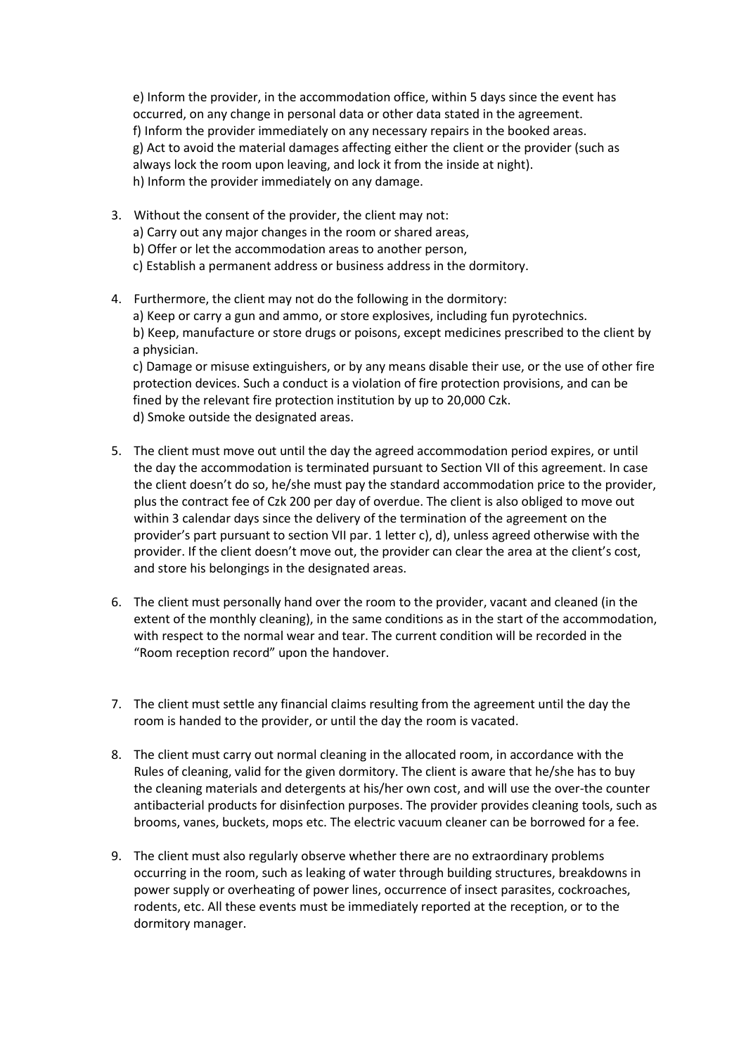e) Inform the provider, in the accommodation office, within 5 days since the event has occurred, on any change in personal data or other data stated in the agreement.
f) Inform the provider immediately on any necessary repairs in the booked areas.
g) Act to avoid the material damages affecting either the client or the provider (such as always lock the room upon leaving, and lock it from the inside at night).
h) Inform the provider immediately on any damage.

3. Without the consent of the provider, the client may not:
a) Carry out any major changes in the room or shared areas,
b) Offer or let the accommodation areas to another person,
c) Establish a permanent address or business address in the dormitory.

4. Furthermore, the client may not do the following in the dormitory:
a) Keep or carry a gun and ammo, or store explosives, including fun pyrotechnics.
b) Keep, manufacture or store drugs or poisons, except medicines prescribed to the client by a physician.
c) Damage or misuse extinguishers, or by any means disable their use, or the use of other fire protection devices. Such a conduct is a violation of fire protection provisions, and can be fined by the relevant fire protection institution by up to 20,000 Czk.
d) Smoke outside the designated areas.

5. The client must move out until the day the agreed accommodation period expires, or until the day the accommodation is terminated pursuant to Section VII of this agreement. In case the client doesn't do so, he/she must pay the standard accommodation price to the provider, plus the contract fee of Czk 200 per day of overdue. The client is also obliged to move out within 3 calendar days since the delivery of the termination of the agreement on the provider's part pursuant to section VII par. 1 letter c), d), unless agreed otherwise with the provider. If the client doesn't move out, the provider can clear the area at the client's cost, and store his belongings in the designated areas.

6. The client must personally hand over the room to the provider, vacant and cleaned (in the extent of the monthly cleaning), in the same conditions as in the start of the accommodation, with respect to the normal wear and tear. The current condition will be recorded in the "Room reception record" upon the handover.

7. The client must settle any financial claims resulting from the agreement until the day the room is handed to the provider, or until the day the room is vacated.

8. The client must carry out normal cleaning in the allocated room, in accordance with the Rules of cleaning, valid for the given dormitory. The client is aware that he/she has to buy the cleaning materials and detergents at his/her own cost, and will use the over-the counter antibacterial products for disinfection purposes. The provider provides cleaning tools, such as brooms, vanes, buckets, mops etc. The electric vacuum cleaner can be borrowed for a fee.

9. The client must also regularly observe whether there are no extraordinary problems occurring in the room, such as leaking of water through building structures, breakdowns in power supply or overheating of power lines, occurrence of insect parasites, cockroaches, rodents, etc. All these events must be immediately reported at the reception, or to the dormitory manager.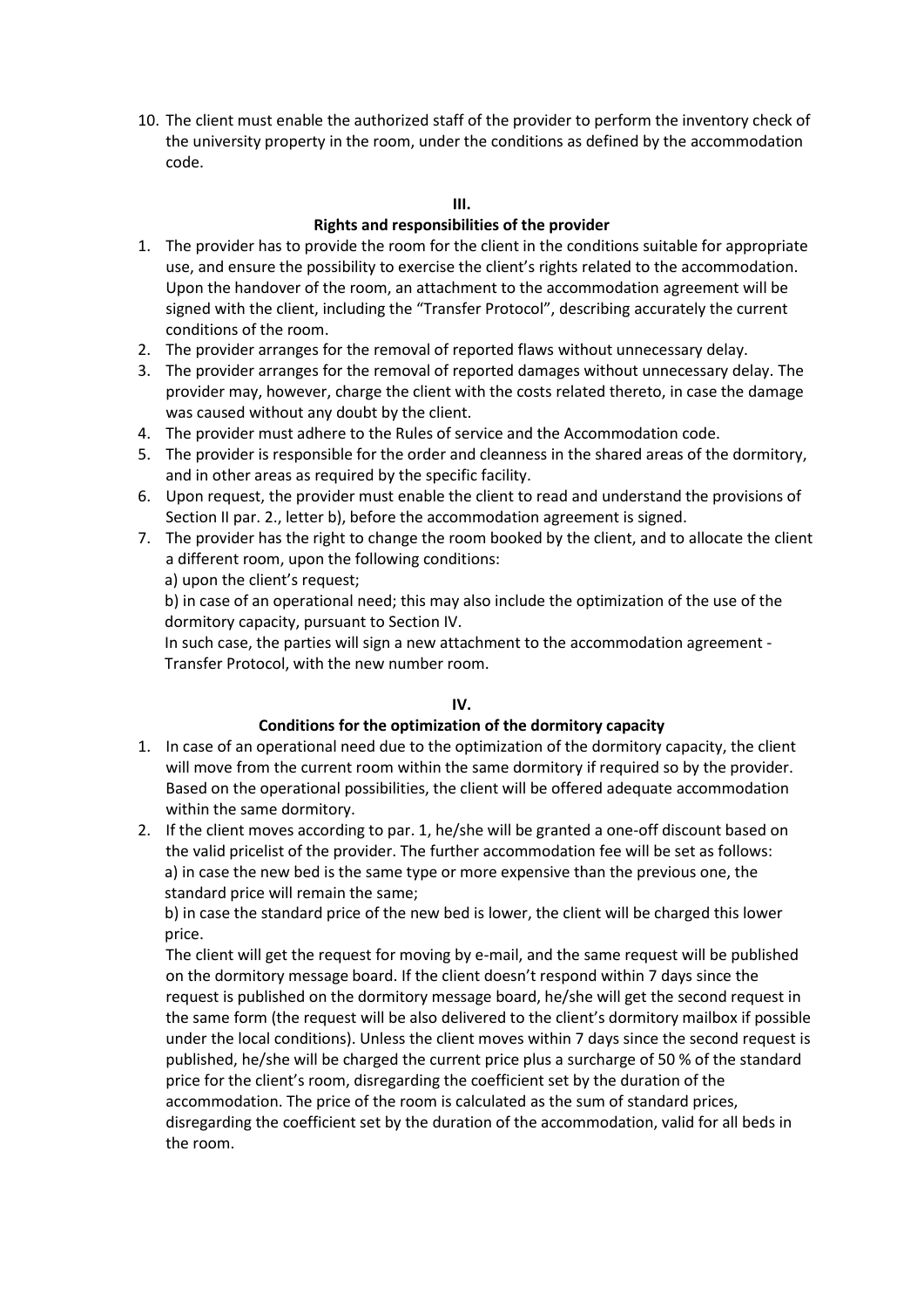10. The client must enable the authorized staff of the provider to perform the inventory check of the university property in the room, under the conditions as defined by the accommodation code.

## III.

## Rights and responsibilities of the provider

1. The provider has to provide the room for the client in the conditions suitable for appropriate use, and ensure the possibility to exercise the client's rights related to the accommodation. Upon the handover of the room, an attachment to the accommodation agreement will be signed with the client, including the "Transfer Protocol", describing accurately the current conditions of the room.
2. The provider arranges for the removal of reported flaws without unnecessary delay.
3. The provider arranges for the removal of reported damages without unnecessary delay. The provider may, however, charge the client with the costs related thereto, in case the damage was caused without any doubt by the client.
4. The provider must adhere to the Rules of service and the Accommodation code.
5. The provider is responsible for the order and cleanness in the shared areas of the dormitory, and in other areas as required by the specific facility.
6. Upon request, the provider must enable the client to read and understand the provisions of Section II par. 2., letter b), before the accommodation agreement is signed.
7. The provider has the right to change the room booked by the client, and to allocate the client a different room, upon the following conditions:
   a) upon the client's request;
   b) in case of an operational need; this may also include the optimization of the use of the dormitory capacity, pursuant to Section IV.
   In such case, the parties will sign a new attachment to the accommodation agreement - Transfer Protocol, with the new number room.

## IV.

## Conditions for the optimization of the dormitory capacity

1. In case of an operational need due to the optimization of the dormitory capacity, the client will move from the current room within the same dormitory if required so by the provider. Based on the operational possibilities, the client will be offered adequate accommodation within the same dormitory.
2. If the client moves according to par. 1, he/she will be granted a one-off discount based on the valid pricelist of the provider. The further accommodation fee will be set as follows:
   a) in case the new bed is the same type or more expensive than the previous one, the standard price will remain the same;
   b) in case the standard price of the new bed is lower, the client will be charged this lower price.
   The client will get the request for moving by e-mail, and the same request will be published on the dormitory message board. If the client doesn't respond within 7 days since the request is published on the dormitory message board, he/she will get the second request in the same form (the request will be also delivered to the client's dormitory mailbox if possible under the local conditions). Unless the client moves within 7 days since the second request is published, he/she will be charged the current price plus a surcharge of 50 % of the standard price for the client's room, disregarding the coefficient set by the duration of the accommodation. The price of the room is calculated as the sum of standard prices, disregarding the coefficient set by the duration of the accommodation, valid for all beds in the room.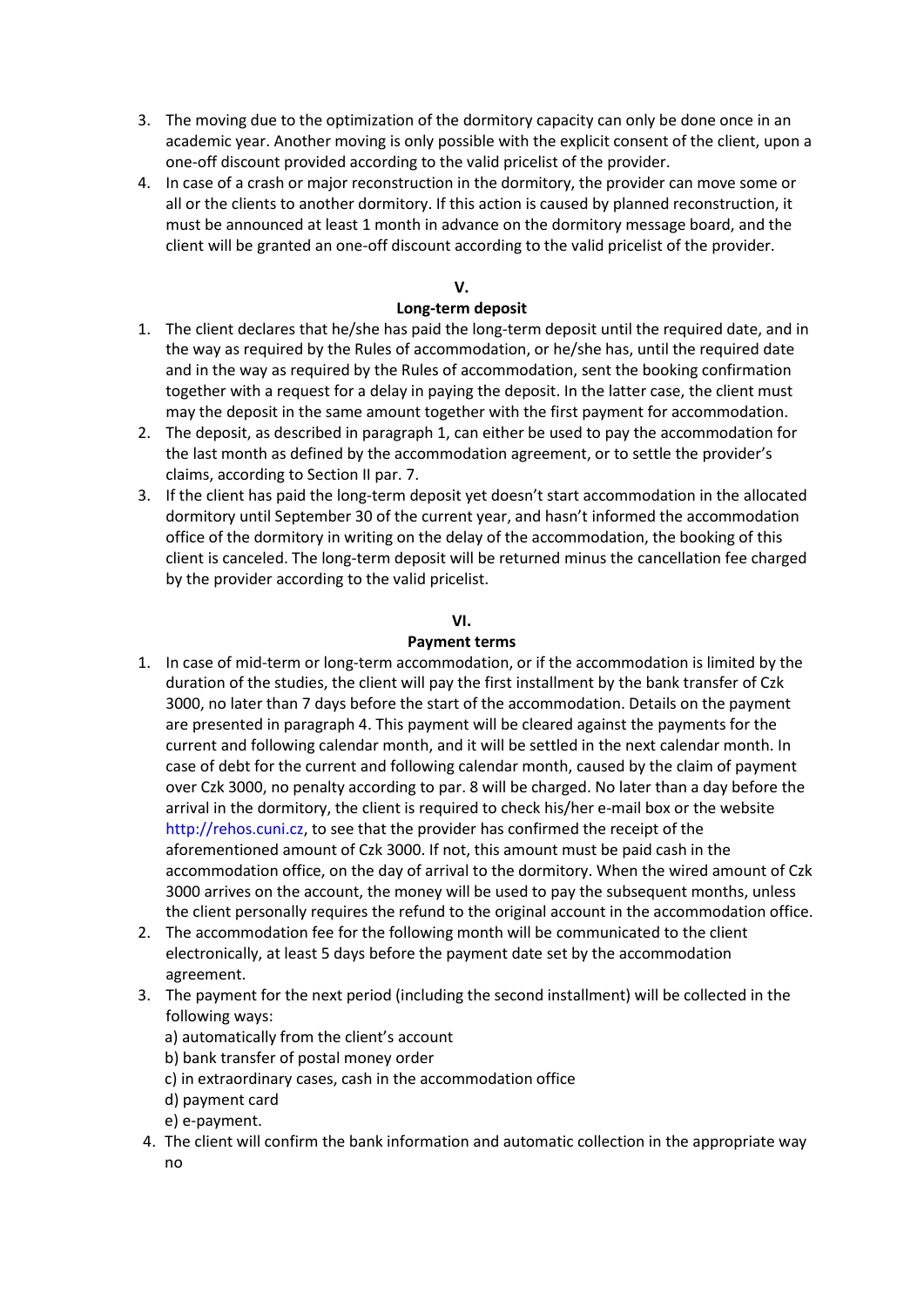3. The moving due to the optimization of the dormitory capacity can only be done once in an academic year. Another moving is only possible with the explicit consent of the client, upon a one-off discount provided according to the valid pricelist of the provider.
4. In case of a crash or major reconstruction in the dormitory, the provider can move some or all or the clients to another dormitory. If this action is caused by planned reconstruction, it must be announced at least 1 month in advance on the dormitory message board, and the client will be granted an one-off discount according to the valid pricelist of the provider.

## V.

## Long-term deposit

1. The client declares that he/she has paid the long-term deposit until the required date, and in the way as required by the Rules of accommodation, or he/she has, until the required date and in the way as required by the Rules of accommodation, sent the booking confirmation together with a request for a delay in paying the deposit. In the latter case, the client must may the deposit in the same amount together with the first payment for accommodation.
2. The deposit, as described in paragraph 1, can either be used to pay the accommodation for the last month as defined by the accommodation agreement, or to settle the provider's claims, according to Section II par. 7.
3. If the client has paid the long-term deposit yet doesn't start accommodation in the allocated dormitory until September 30 of the current year, and hasn't informed the accommodation office of the dormitory in writing on the delay of the accommodation, the booking of this client is canceled. The long-term deposit will be returned minus the cancellation fee charged by the provider according to the valid pricelist.

## VI.

## Payment terms

1. In case of mid-term or long-term accommodation, or if the accommodation is limited by the duration of the studies, the client will pay the first installment by the bank transfer of Czk 3000, no later than 7 days before the start of the accommodation. Details on the payment are presented in paragraph 4. This payment will be cleared against the payments for the current and following calendar month, and it will be settled in the next calendar month. In case of debt for the current and following calendar month, caused by the claim of payment over Czk 3000, no penalty according to par. 8 will be charged. No later than a day before the arrival in the dormitory, the client is required to check his/her e-mail box or the website http://rehos.cuni.cz, to see that the provider has confirmed the receipt of the aforementioned amount of Czk 3000. If not, this amount must be paid cash in the accommodation office, on the day of arrival to the dormitory. When the wired amount of Czk 3000 arrives on the account, the money will be used to pay the subsequent months, unless the client personally requires the refund to the original account in the accommodation office.
2. The accommodation fee for the following month will be communicated to the client electronically, at least 5 days before the payment date set by the accommodation agreement.
3. The payment for the next period (including the second installment) will be collected in the following ways:
   a) automatically from the client's account
   b) bank transfer of postal money order
   c) in extraordinary cases, cash in the accommodation office
   d) payment card
   e) e-payment.
4. The client will confirm the bank information and automatic collection in the appropriate way no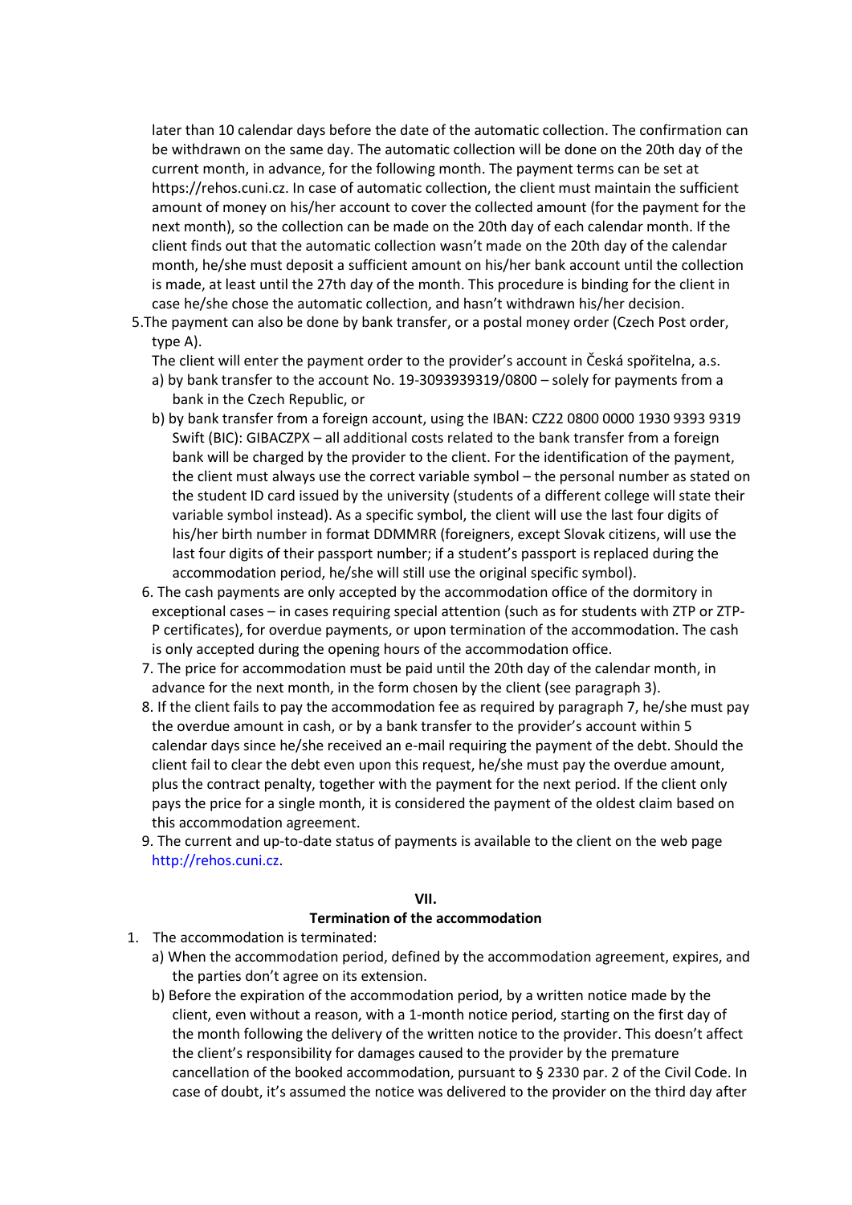later than 10 calendar days before the date of the automatic collection. The confirmation can be withdrawn on the same day. The automatic collection will be done on the 20th day of the current month, in advance, for the following month. The payment terms can be set at https://rehos.cuni.cz. In case of automatic collection, the client must maintain the sufficient amount of money on his/her account to cover the collected amount (for the payment for the next month), so the collection can be made on the 20th day of each calendar month. If the client finds out that the automatic collection wasn't made on the 20th day of the calendar month, he/she must deposit a sufficient amount on his/her bank account until the collection is made, at least until the 27th day of the month. This procedure is binding for the client in case he/she chose the automatic collection, and hasn't withdrawn his/her decision.

5. The payment can also be done by bank transfer, or a postal money order (Czech Post order, type A).
   The client will enter the payment order to the provider's account in Česká spořitelna, a.s.
   a) by bank transfer to the account No. 19-3093939319/0800 – solely for payments from a bank in the Czech Republic, or
   b) by bank transfer from a foreign account, using the IBAN: CZ22 0800 0000 1930 9393 9319 Swift (BIC): GIBACZPX – all additional costs related to the bank transfer from a foreign bank will be charged by the provider to the client. For the identification of the payment, the client must always use the correct variable symbol – the personal number as stated on the student ID card issued by the university (students of a different college will state their variable symbol instead). As a specific symbol, the client will use the last four digits of his/her birth number in format DDMMRR (foreigners, except Slovak citizens, will use the last four digits of their passport number; if a student's passport is replaced during the accommodation period, he/she will still use the original specific symbol).
6. The cash payments are only accepted by the accommodation office of the dormitory in exceptional cases – in cases requiring special attention (such as for students with ZTP or ZTP-P certificates), for overdue payments, or upon termination of the accommodation. The cash is only accepted during the opening hours of the accommodation office.
7. The price for accommodation must be paid until the 20th day of the calendar month, in advance for the next month, in the form chosen by the client (see paragraph 3).
8. If the client fails to pay the accommodation fee as required by paragraph 7, he/she must pay the overdue amount in cash, or by a bank transfer to the provider's account within 5 calendar days since he/she received an e-mail requiring the payment of the debt. Should the client fail to clear the debt even upon this request, he/she must pay the overdue amount, plus the contract penalty, together with the payment for the next period. If the client only pays the price for a single month, it is considered the payment of the oldest claim based on this accommodation agreement.
9. The current and up-to-date status of payments is available to the client on the web page http://rehos.cuni.cz.

## VII.
## Termination of the accommodation

1. The accommodation is terminated:
   a) When the accommodation period, defined by the accommodation agreement, expires, and the parties don't agree on its extension.
   b) Before the expiration of the accommodation period, by a written notice made by the client, even without a reason, with a 1-month notice period, starting on the first day of the month following the delivery of the written notice to the provider. This doesn't affect the client's responsibility for damages caused to the provider by the premature cancellation of the booked accommodation, pursuant to § 2330 par. 2 of the Civil Code. In case of doubt, it's assumed the notice was delivered to the provider on the third day after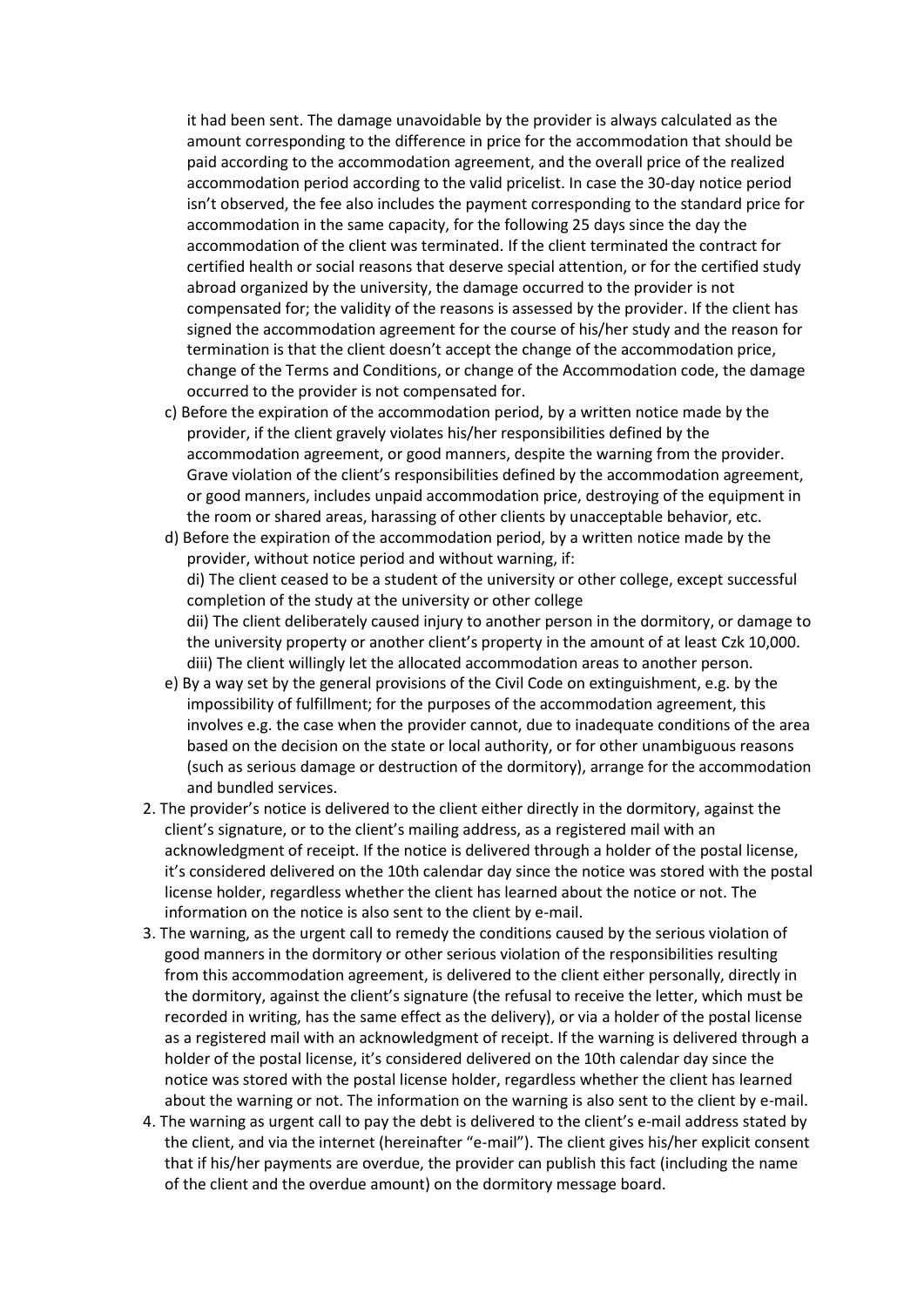it had been sent. The damage unavoidable by the provider is always calculated as the amount corresponding to the difference in price for the accommodation that should be paid according to the accommodation agreement, and the overall price of the realized accommodation period according to the valid pricelist. In case the 30-day notice period isn't observed, the fee also includes the payment corresponding to the standard price for accommodation in the same capacity, for the following 25 days since the day the accommodation of the client was terminated. If the client terminated the contract for certified health or social reasons that deserve special attention, or for the certified study abroad organized by the university, the damage occurred to the provider is not compensated for; the validity of the reasons is assessed by the provider. If the client has signed the accommodation agreement for the course of his/her study and the reason for termination is that the client doesn't accept the change of the accommodation price, change of the Terms and Conditions, or change of the Accommodation code, the damage occurred to the provider is not compensated for.

   c) Before the expiration of the accommodation period, by a written notice made by the provider, if the client gravely violates his/her responsibilities defined by the accommodation agreement, or good manners, despite the warning from the provider. Grave violation of the client's responsibilities defined by the accommodation agreement, or good manners, includes unpaid accommodation price, destroying of the equipment in the room or shared areas, harassing of other clients by unacceptable behavior, etc.

   d) Before the expiration of the accommodation period, by a written notice made by the provider, without notice period and without warning, if:
      di) The client ceased to be a student of the university or other college, except successful completion of the study at the university or other college
      dii) The client deliberately caused injury to another person in the dormitory, or damage to the university property or another client's property in the amount of at least Czk 10,000.
      diii) The client willingly let the allocated accommodation areas to another person.

   e) By a way set by the general provisions of the Civil Code on extinguishment, e.g. by the impossibility of fulfillment; for the purposes of the accommodation agreement, this involves e.g. the case when the provider cannot, due to inadequate conditions of the area based on the decision on the state or local authority, or for other unambiguous reasons (such as serious damage or destruction of the dormitory), arrange for the accommodation and bundled services.

2. The provider's notice is delivered to the client either directly in the dormitory, against the client's signature, or to the client's mailing address, as a registered mail with an acknowledgment of receipt. If the notice is delivered through a holder of the postal license, it's considered delivered on the 10th calendar day since the notice was stored with the postal license holder, regardless whether the client has learned about the notice or not. The information on the notice is also sent to the client by e-mail.
3. The warning, as the urgent call to remedy the conditions caused by the serious violation of good manners in the dormitory or other serious violation of the responsibilities resulting from this accommodation agreement, is delivered to the client either personally, directly in the dormitory, against the client's signature (the refusal to receive the letter, which must be recorded in writing, has the same effect as the delivery), or via a holder of the postal license as a registered mail with an acknowledgment of receipt. If the warning is delivered through a holder of the postal license, it's considered delivered on the 10th calendar day since the notice was stored with the postal license holder, regardless whether the client has learned about the warning or not. The information on the warning is also sent to the client by e-mail.
4. The warning as urgent call to pay the debt is delivered to the client's e-mail address stated by the client, and via the internet (hereinafter "e-mail"). The client gives his/her explicit consent that if his/her payments are overdue, the provider can publish this fact (including the name of the client and the overdue amount) on the dormitory message board.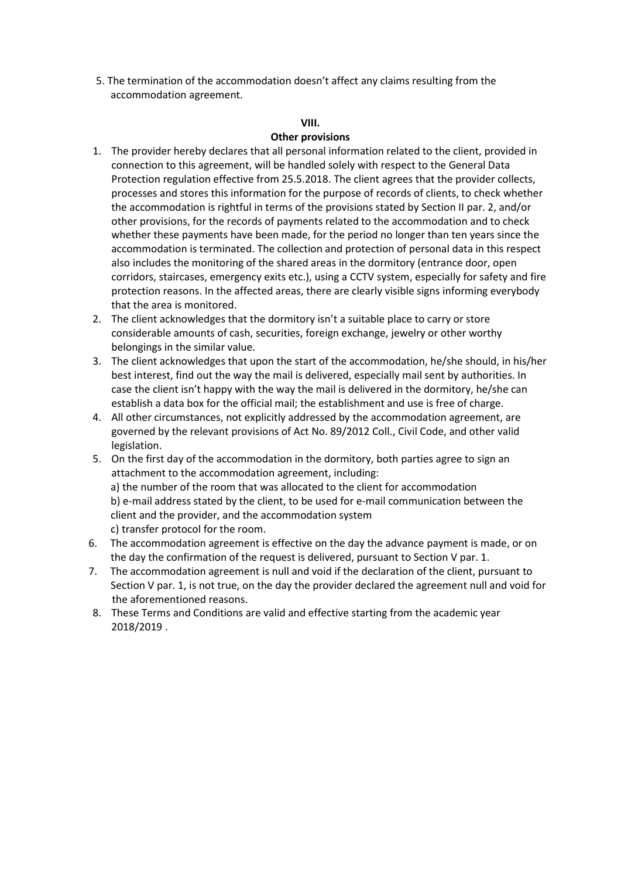5. The termination of the accommodation doesn't affect any claims resulting from the accommodation agreement.

## VIII.
## Other provisions

1. The provider hereby declares that all personal information related to the client, provided in connection to this agreement, will be handled solely with respect to the General Data Protection regulation effective from 25.5.2018. The client agrees that the provider collects, processes and stores this information for the purpose of records of clients, to check whether the accommodation is rightful in terms of the provisions stated by Section II par. 2, and/or other provisions, for the records of payments related to the accommodation and to check whether these payments have been made, for the period no longer than ten years since the accommodation is terminated. The collection and protection of personal data in this respect also includes the monitoring of the shared areas in the dormitory (entrance door, open corridors, staircases, emergency exits etc.), using a CCTV system, especially for safety and fire protection reasons. In the affected areas, there are clearly visible signs informing everybody that the area is monitored.
2. The client acknowledges that the dormitory isn't a suitable place to carry or store considerable amounts of cash, securities, foreign exchange, jewelry or other worthy belongings in the similar value.
3. The client acknowledges that upon the start of the accommodation, he/she should, in his/her best interest, find out the way the mail is delivered, especially mail sent by authorities. In case the client isn't happy with the way the mail is delivered in the dormitory, he/she can establish a data box for the official mail; the establishment and use is free of charge.
4. All other circumstances, not explicitly addressed by the accommodation agreement, are governed by the relevant provisions of Act No. 89/2012 Coll., Civil Code, and other valid legislation.
5. On the first day of the accommodation in the dormitory, both parties agree to sign an attachment to the accommodation agreement, including:
   a) the number of the room that was allocated to the client for accommodation
   b) e-mail address stated by the client, to be used for e-mail communication between the client and the provider, and the accommodation system
   c) transfer protocol for the room.
6. The accommodation agreement is effective on the day the advance payment is made, or on the day the confirmation of the request is delivered, pursuant to Section V par. 1.
7. The accommodation agreement is null and void if the declaration of the client, pursuant to Section V par. 1, is not true, on the day the provider declared the agreement null and void for the aforementioned reasons.
8. These Terms and Conditions are valid and effective starting from the academic year 2018/2019 .